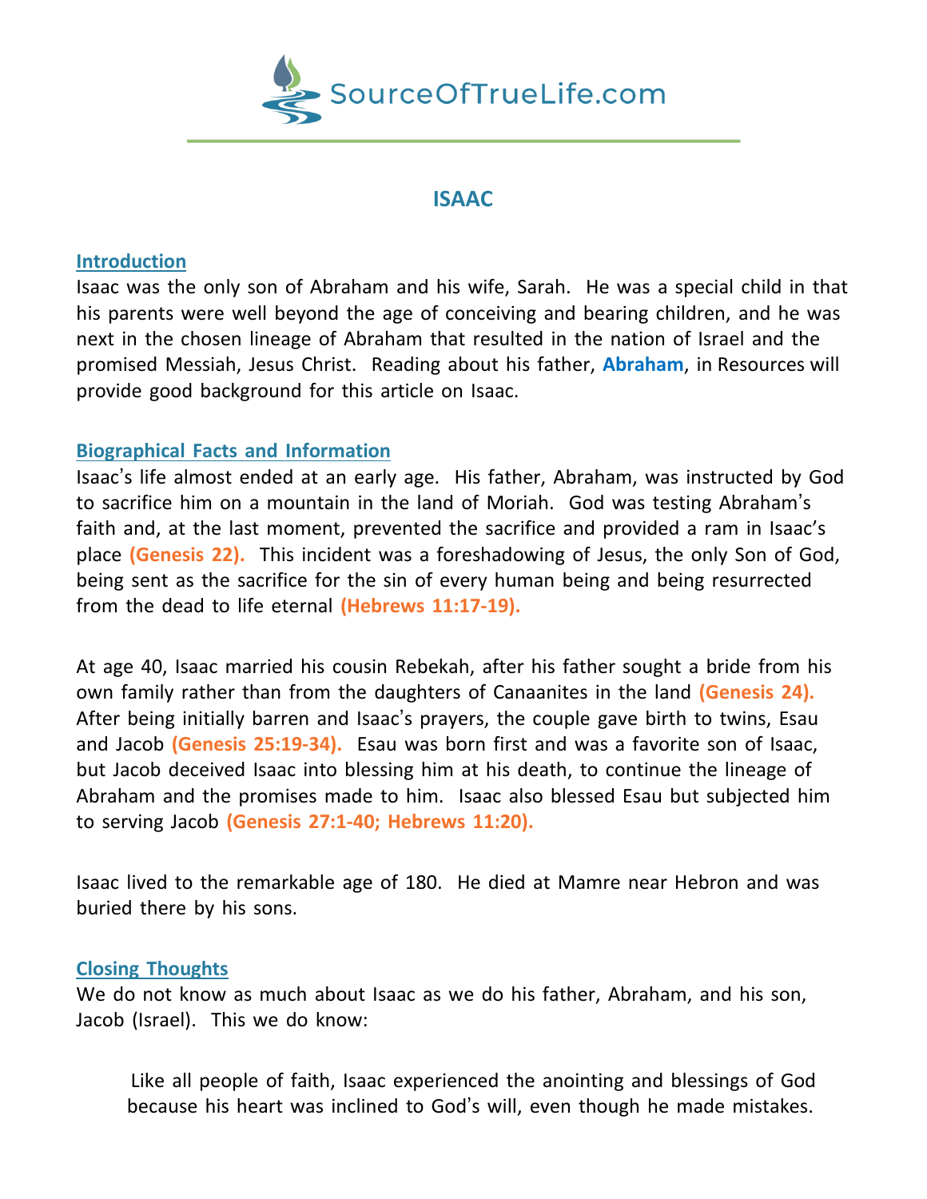SourceOfTrueLife.com

# ISAAC

## Introduction

Isaac was the only son of Abraham and his wife, Sarah. He was a special child in that his parents were well beyond the age of conceiving and bearing children, and he was next in the chosen lineage of Abraham that resulted in the nation of Israel and the promised Messiah, Jesus Christ. Reading about his father, **Abraham**, in Resources will provide good background for this article on Isaac.

## Biographical Facts and Information

Isaac's life almost ended at an early age. His father, Abraham, was instructed by God to sacrifice him on a mountain in the land of Moriah. God was testing Abraham's faith and, at the last moment, prevented the sacrifice and provided a ram in Isaac's place **(Genesis 22).** This incident was a foreshadowing of Jesus, the only Son of God, being sent as the sacrifice for the sin of every human being and being resurrected from the dead to life eternal **(Hebrews 11:17-19).**

At age 40, Isaac married his cousin Rebekah, after his father sought a bride from his own family rather than from the daughters of Canaanites in the land **(Genesis 24).** After being initially barren and Isaac's prayers, the couple gave birth to twins, Esau and Jacob **(Genesis 25:19-34).** Esau was born first and was a favorite son of Isaac, but Jacob deceived Isaac into blessing him at his death, to continue the lineage of Abraham and the promises made to him. Isaac also blessed Esau but subjected him to serving Jacob **(Genesis 27:1-40; Hebrews 11:20).**

Isaac lived to the remarkable age of 180. He died at Mamre near Hebron and was buried there by his sons.

## Closing Thoughts

We do not know as much about Isaac as we do his father, Abraham, and his son, Jacob (Israel). This we do know:

> Like all people of faith, Isaac experienced the anointing and blessings of God because his heart was inclined to God's will, even though he made mistakes.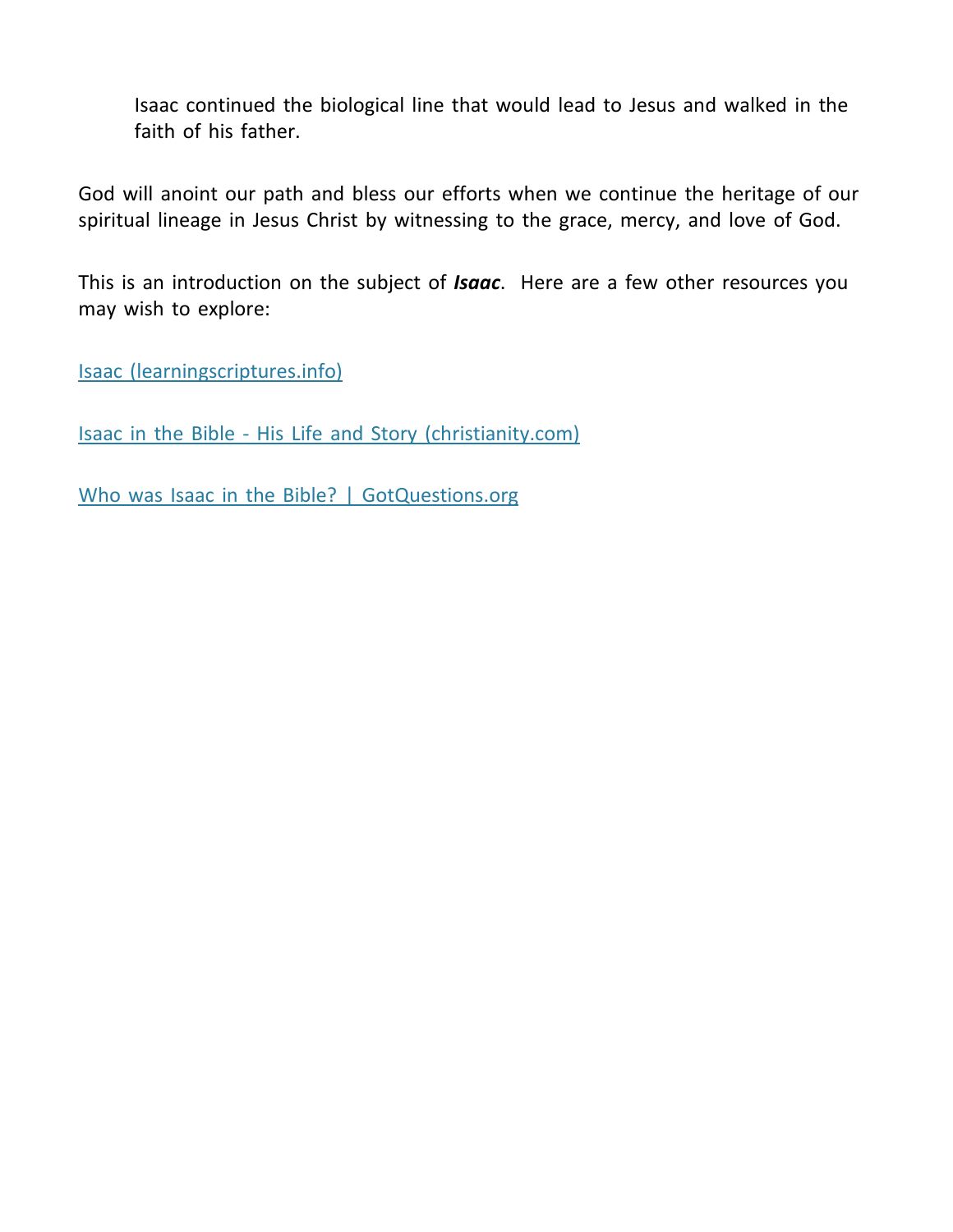> Isaac continued the biological line that would lead to Jesus and walked in the faith of his father.

God will anoint our path and bless our efforts when we continue the heritage of our spiritual lineage in Jesus Christ by witnessing to the grace, mercy, and love of God.

This is an introduction on the subject of ***Isaac***. Here are a few other resources you may wish to explore:

Isaac (learningscriptures.info)

Isaac in the Bible - His Life and Story (christianity.com)

Who was Isaac in the Bible? | GotQuestions.org